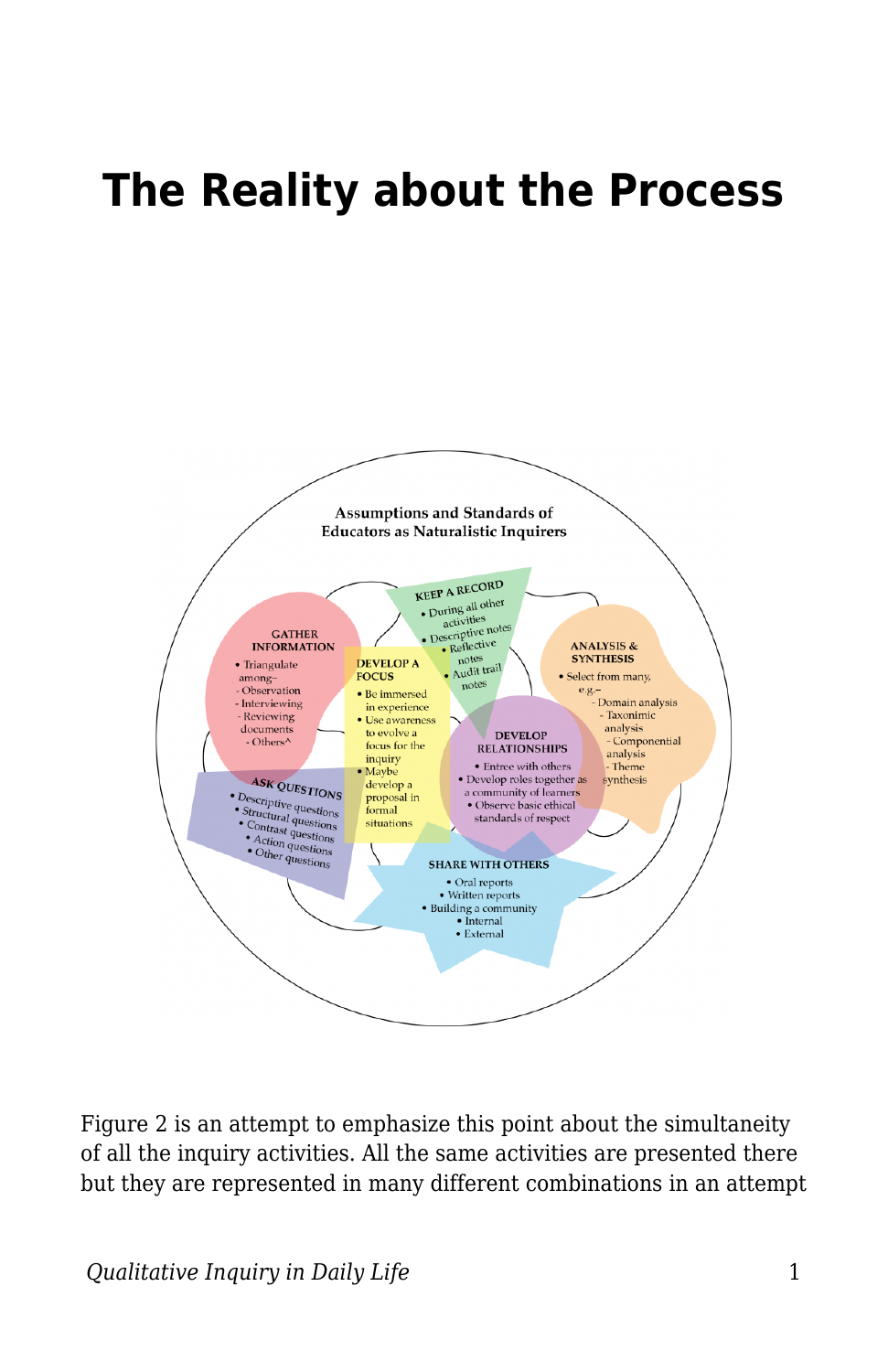# The Reality about the Process

Figure 2 is an attempt to emphasize this point about the simultaneity of all the inquiry activities. All the same activities are presented there but they are represented in many different combinations in an attempt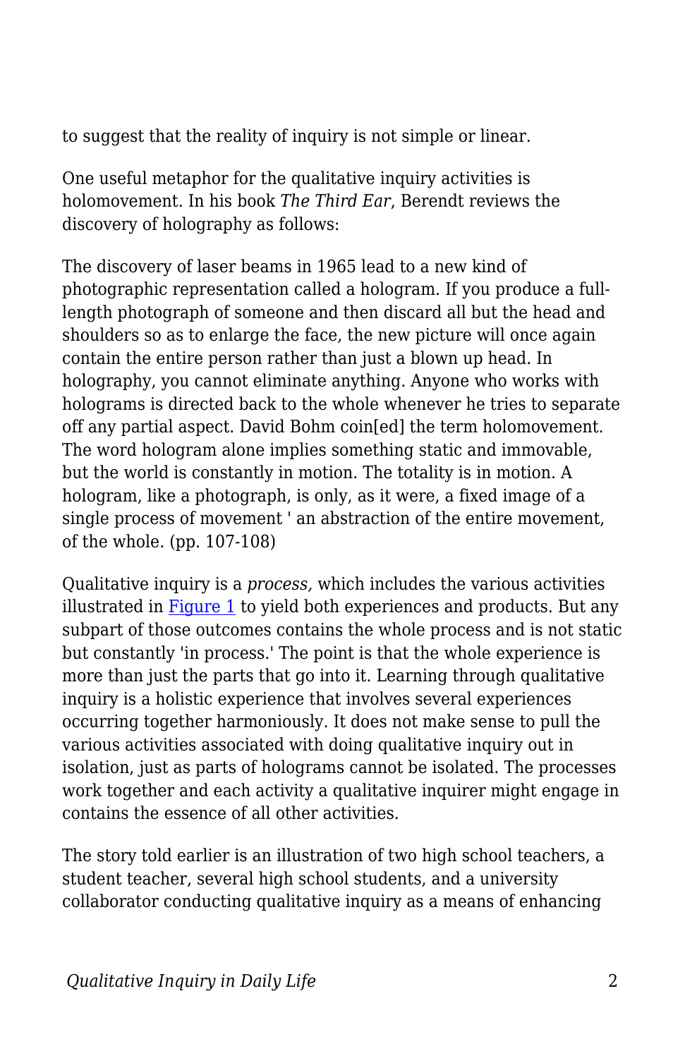to suggest that the reality of inquiry is not simple or linear.

One useful metaphor for the qualitative inquiry activities is holomovement. In his book *The Third Ear*, Berendt reviews the discovery of holography as follows:

> The discovery of laser beams in 1965 lead to a new kind of photographic representation called a hologram. If you produce a full-length photograph of someone and then discard all but the head and shoulders so as to enlarge the face, the new picture will once again contain the entire person rather than just a blown up head. In holography, you cannot eliminate anything. Anyone who works with holograms is directed back to the whole whenever he tries to separate off any partial aspect. David Bohm coin[ed] the term holomovement. The word hologram alone implies something static and immovable, but the world is constantly in motion. The totality is in motion. A hologram, like a photograph, is only, as it were, a fixed image of a single process of movement ' an abstraction of the entire movement, of the whole. (pp. 107-108)

Qualitative inquiry is a *process,* which includes the various activities illustrated in [Figure 1] to yield both experiences and products. But any subpart of those outcomes contains the whole process and is not static but constantly 'in process.' The point is that the whole experience is more than just the parts that go into it. Learning through qualitative inquiry is a holistic experience that involves several experiences occurring together harmoniously. It does not make sense to pull the various activities associated with doing qualitative inquiry out in isolation, just as parts of holograms cannot be isolated. The processes work together and each activity a qualitative inquirer might engage in contains the essence of all other activities.

The story told earlier is an illustration of two high school teachers, a student teacher, several high school students, and a university collaborator conducting qualitative inquiry as a means of enhancing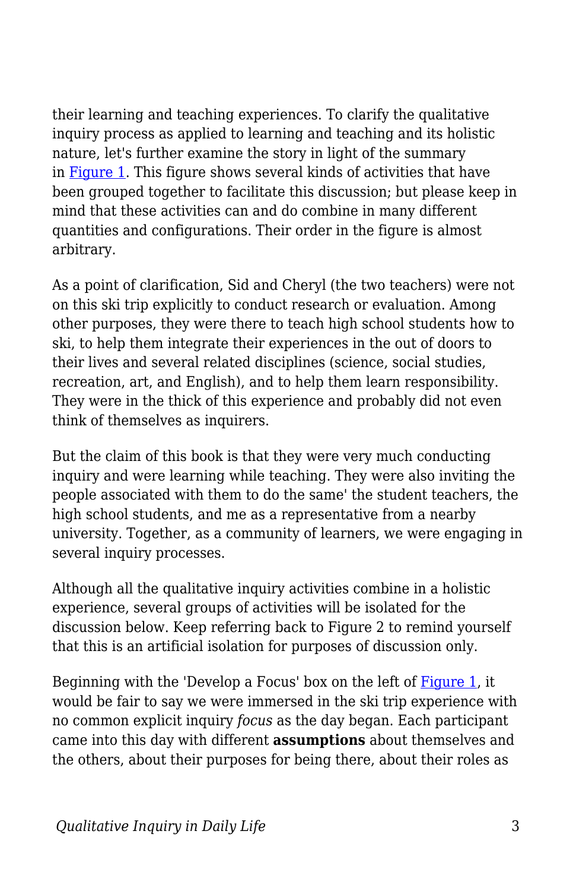their learning and teaching experiences. To clarify the qualitative inquiry process as applied to learning and teaching and its holistic nature, let's further examine the story in light of the summary in [Figure 1](). This figure shows several kinds of activities that have been grouped together to facilitate this discussion; but please keep in mind that these activities can and do combine in many different quantities and configurations. Their order in the figure is almost arbitrary.

As a point of clarification, Sid and Cheryl (the two teachers) were not on this ski trip explicitly to conduct research or evaluation. Among other purposes, they were there to teach high school students how to ski, to help them integrate their experiences in the out of doors to their lives and several related disciplines (science, social studies, recreation, art, and English), and to help them learn responsibility. They were in the thick of this experience and probably did not even think of themselves as inquirers.

But the claim of this book is that they were very much conducting inquiry and were learning while teaching. They were also inviting the people associated with them to do the same' the student teachers, the high school students, and me as a representative from a nearby university. Together, as a community of learners, we were engaging in several inquiry processes.

Although all the qualitative inquiry activities combine in a holistic experience, several groups of activities will be isolated for the discussion below. Keep referring back to Figure 2 to remind yourself that this is an artificial isolation for purposes of discussion only.

Beginning with the 'Develop a Focus' box on the left of [Figure 1](), it would be fair to say we were immersed in the ski trip experience with no common explicit inquiry *focus* as the day began. Each participant came into this day with different **assumptions** about themselves and the others, about their purposes for being there, about their roles as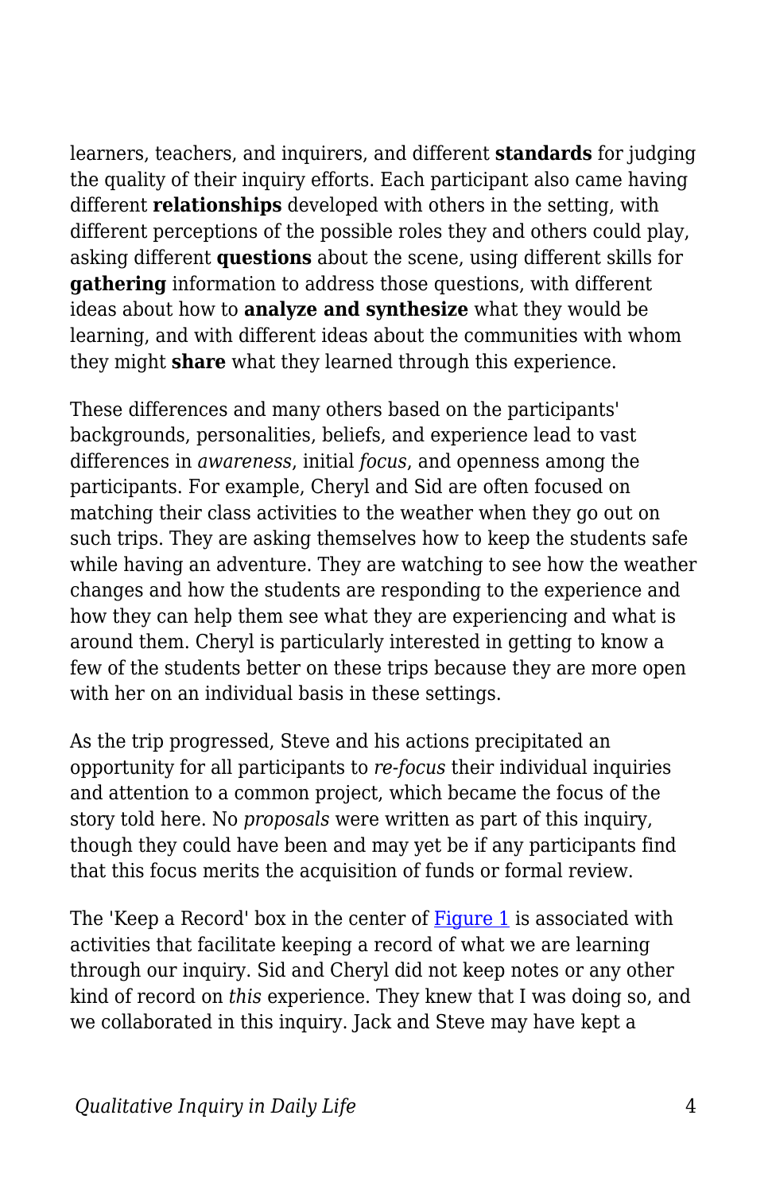learners, teachers, and inquirers, and different **standards** for judging the quality of their inquiry efforts. Each participant also came having different **relationships** developed with others in the setting, with different perceptions of the possible roles they and others could play, asking different **questions** about the scene, using different skills for **gathering** information to address those questions, with different ideas about how to **analyze and synthesize** what they would be learning, and with different ideas about the communities with whom they might **share** what they learned through this experience.

These differences and many others based on the participants' backgrounds, personalities, beliefs, and experience lead to vast differences in *awareness*, initial *focus*, and openness among the participants. For example, Cheryl and Sid are often focused on matching their class activities to the weather when they go out on such trips. They are asking themselves how to keep the students safe while having an adventure. They are watching to see how the weather changes and how the students are responding to the experience and how they can help them see what they are experiencing and what is around them. Cheryl is particularly interested in getting to know a few of the students better on these trips because they are more open with her on an individual basis in these settings.

As the trip progressed, Steve and his actions precipitated an opportunity for all participants to *re-focus* their individual inquiries and attention to a common project, which became the focus of the story told here. No *proposals* were written as part of this inquiry, though they could have been and may yet be if any participants find that this focus merits the acquisition of funds or formal review.

The 'Keep a Record' box in the center of Figure 1 is associated with activities that facilitate keeping a record of what we are learning through our inquiry. Sid and Cheryl did not keep notes or any other kind of record on *this* experience. They knew that I was doing so, and we collaborated in this inquiry. Jack and Steve may have kept a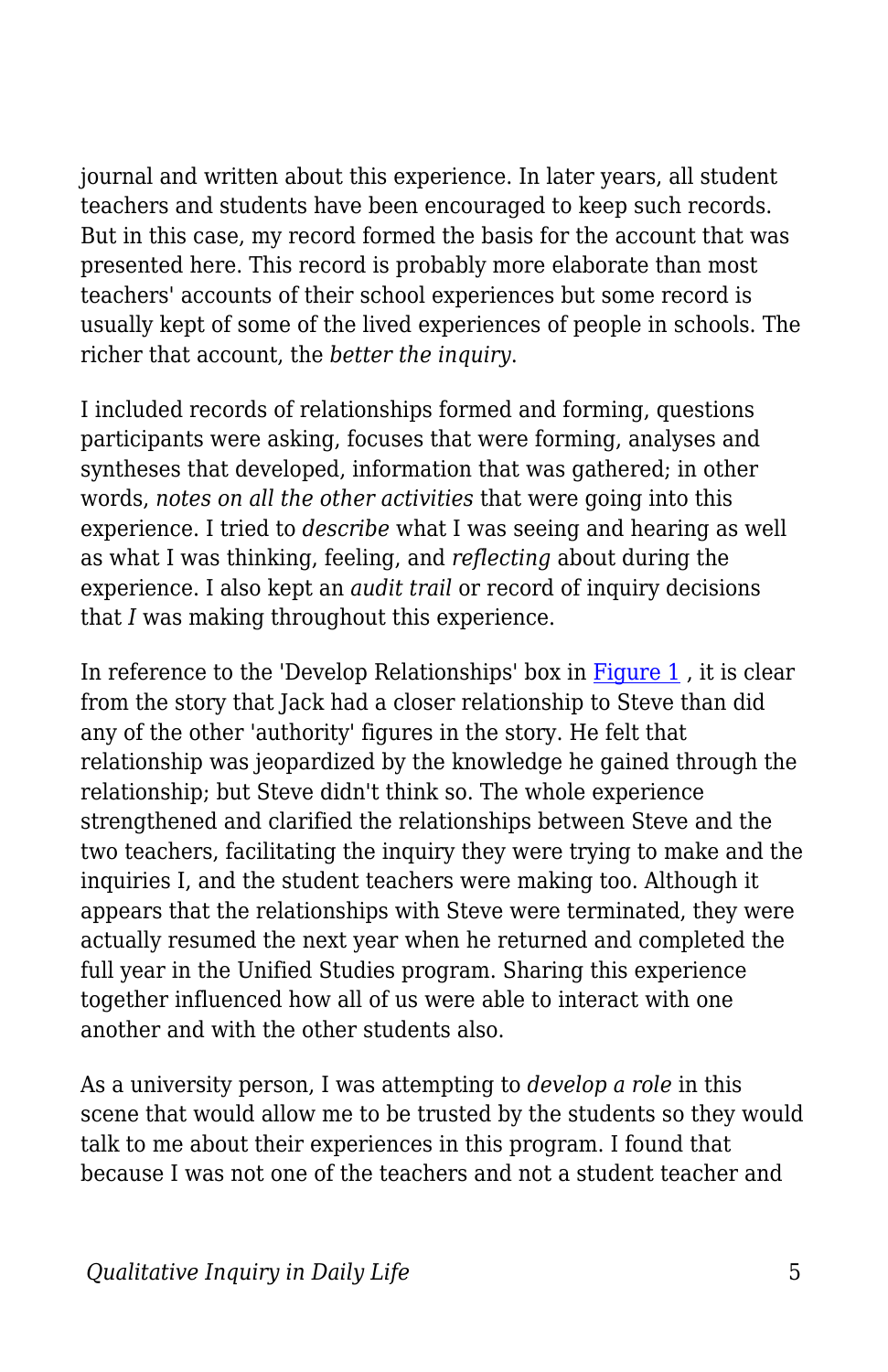journal and written about this experience. In later years, all student teachers and students have been encouraged to keep such records. But in this case, my record formed the basis for the account that was presented here. This record is probably more elaborate than most teachers' accounts of their school experiences but some record is usually kept of some of the lived experiences of people in schools. The richer that account, the *better the inquiry*.

I included records of relationships formed and forming, questions participants were asking, focuses that were forming, analyses and syntheses that developed, information that was gathered; in other words, *notes on all the other activities* that were going into this experience. I tried to *describe* what I was seeing and hearing as well as what I was thinking, feeling, and *reflecting* about during the experience. I also kept an *audit trail* or record of inquiry decisions that *I* was making throughout this experience.

In reference to the 'Develop Relationships' box in [Figure 1](), it is clear from the story that Jack had a closer relationship to Steve than did any of the other 'authority' figures in the story. He felt that relationship was jeopardized by the knowledge he gained through the relationship; but Steve didn't think so. The whole experience strengthened and clarified the relationships between Steve and the two teachers, facilitating the inquiry they were trying to make and the inquiries I, and the student teachers were making too. Although it appears that the relationships with Steve were terminated, they were actually resumed the next year when he returned and completed the full year in the Unified Studies program. Sharing this experience together influenced how all of us were able to interact with one another and with the other students also.

As a university person, I was attempting to *develop a role* in this scene that would allow me to be trusted by the students so they would talk to me about their experiences in this program. I found that because I was not one of the teachers and not a student teacher and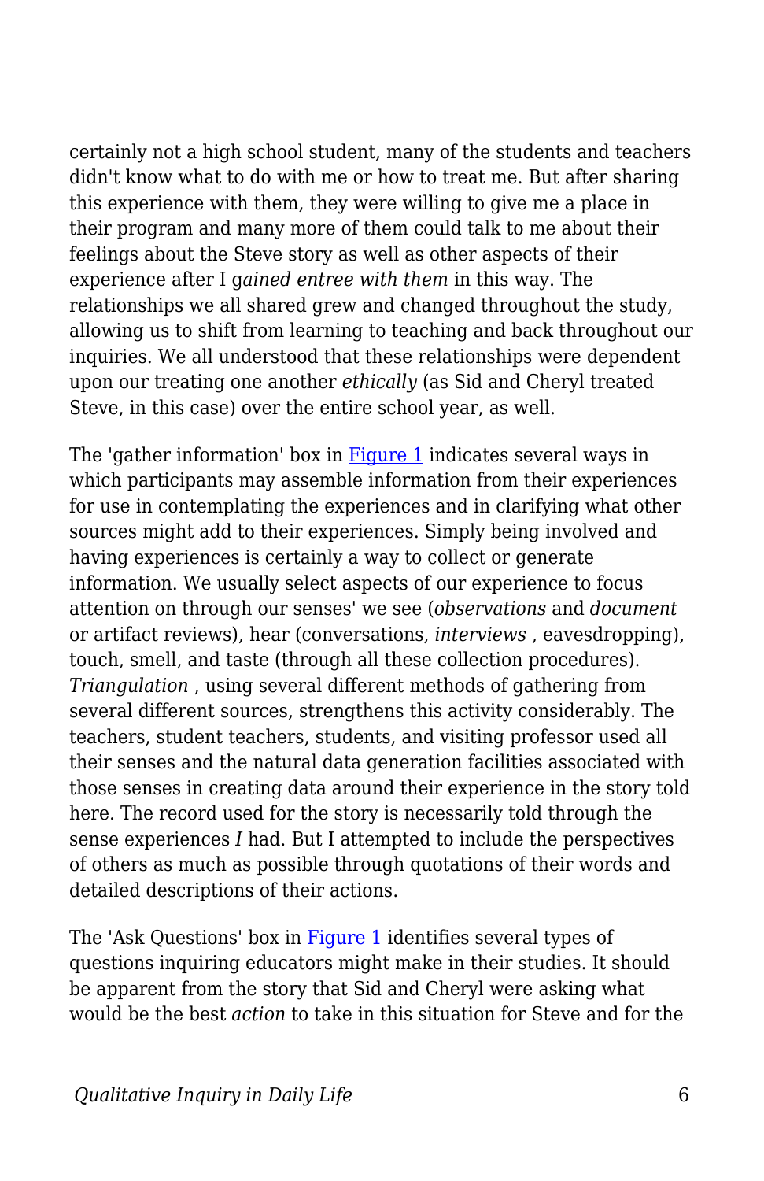certainly not a high school student, many of the students and teachers didn't know what to do with me or how to treat me. But after sharing this experience with them, they were willing to give me a place in their program and many more of them could talk to me about their feelings about the Steve story as well as other aspects of their experience after I g*ained entree with them* in this way. The relationships we all shared grew and changed throughout the study, allowing us to shift from learning to teaching and back throughout our inquiries. We all understood that these relationships were dependent upon our treating one another *ethically* (as Sid and Cheryl treated Steve, in this case) over the entire school year, as well.

The 'gather information' box in [Figure 1] indicates several ways in which participants may assemble information from their experiences for use in contemplating the experiences and in clarifying what other sources might add to their experiences. Simply being involved and having experiences is certainly a way to collect or generate information. We usually select aspects of our experience to focus attention on through our senses' we see (*observations* and *document* or artifact reviews), hear (conversations, *interviews* , eavesdropping), touch, smell, and taste (through all these collection procedures). *Triangulation* , using several different methods of gathering from several different sources, strengthens this activity considerably. The teachers, student teachers, students, and visiting professor used all their senses and the natural data generation facilities associated with those senses in creating data around their experience in the story told here. The record used for the story is necessarily told through the sense experiences *I* had. But I attempted to include the perspectives of others as much as possible through quotations of their words and detailed descriptions of their actions.

The 'Ask Questions' box in [Figure 1] identifies several types of questions inquiring educators might make in their studies. It should be apparent from the story that Sid and Cheryl were asking what would be the best *action* to take in this situation for Steve and for the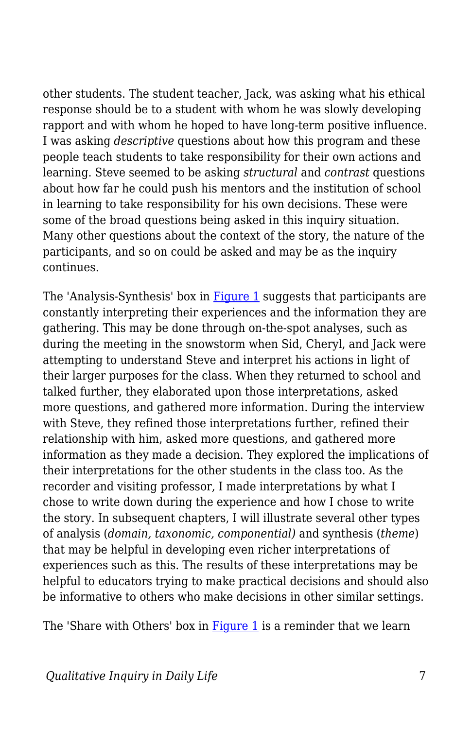other students. The student teacher, Jack, was asking what his ethical response should be to a student with whom he was slowly developing rapport and with whom he hoped to have long-term positive influence. I was asking *descriptive* questions about how this program and these people teach students to take responsibility for their own actions and learning. Steve seemed to be asking *structural* and *contrast* questions about how far he could push his mentors and the institution of school in learning to take responsibility for his own decisions. These were some of the broad questions being asked in this inquiry situation. Many other questions about the context of the story, the nature of the participants, and so on could be asked and may be as the inquiry continues.

The 'Analysis-Synthesis' box in [Figure 1](#) suggests that participants are constantly interpreting their experiences and the information they are gathering. This may be done through on-the-spot analyses, such as during the meeting in the snowstorm when Sid, Cheryl, and Jack were attempting to understand Steve and interpret his actions in light of their larger purposes for the class. When they returned to school and talked further, they elaborated upon those interpretations, asked more questions, and gathered more information. During the interview with Steve, they refined those interpretations further, refined their relationship with him, asked more questions, and gathered more information as they made a decision. They explored the implications of their interpretations for the other students in the class too. As the recorder and visiting professor, I made interpretations by what I chose to write down during the experience and how I chose to write the story. In subsequent chapters, I will illustrate several other types of analysis (*domain, taxonomic, componential)* and synthesis (*theme*) that may be helpful in developing even richer interpretations of experiences such as this. The results of these interpretations may be helpful to educators trying to make practical decisions and should also be informative to others who make decisions in other similar settings.

The 'Share with Others' box in [Figure 1](#) is a reminder that we learn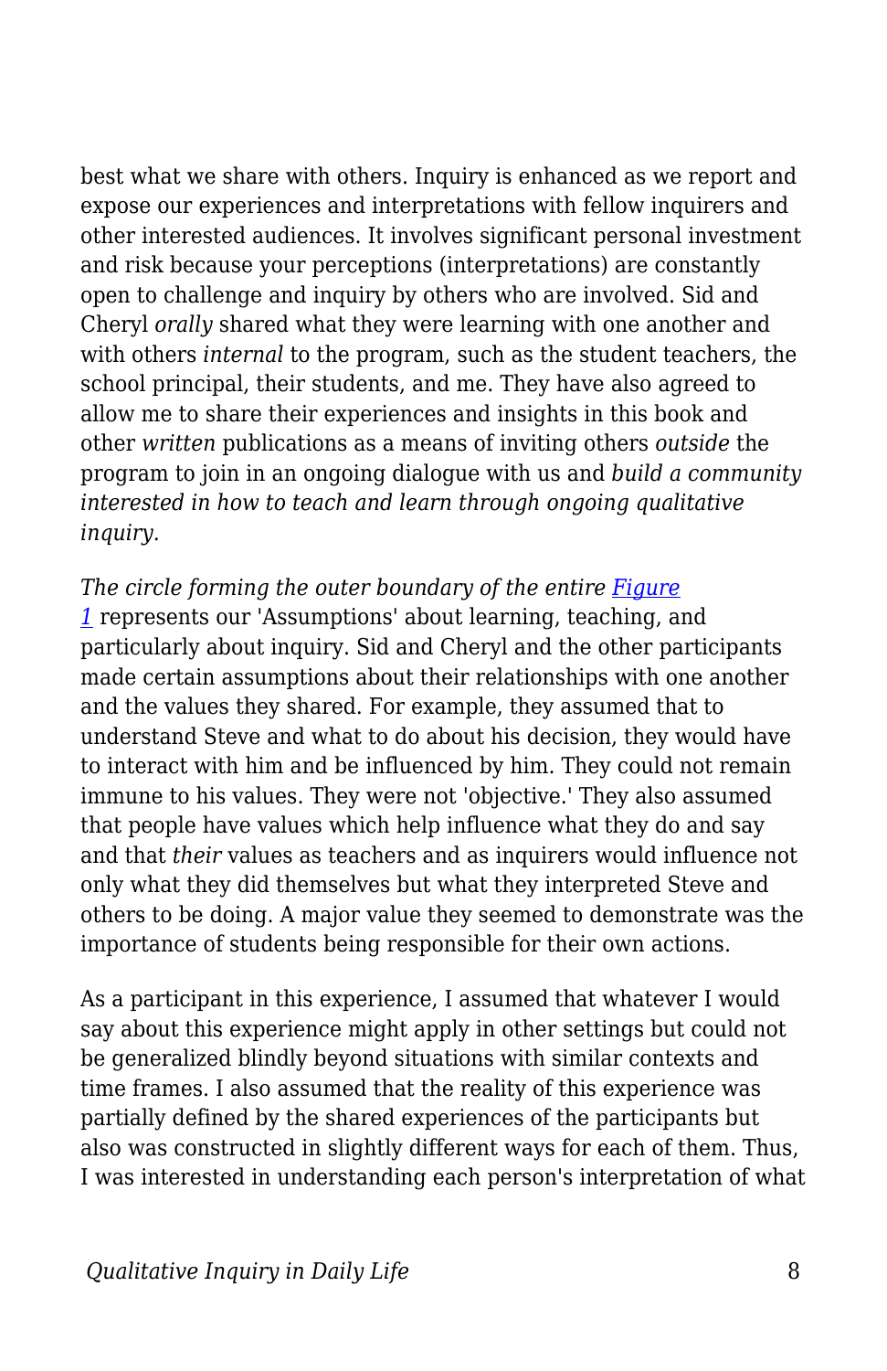best what we share with others. Inquiry is enhanced as we report and expose our experiences and interpretations with fellow inquirers and other interested audiences. It involves significant personal investment and risk because your perceptions (interpretations) are constantly open to challenge and inquiry by others who are involved. Sid and Cheryl *orally* shared what they were learning with one another and with others *internal* to the program, such as the student teachers, the school principal, their students, and me. They have also agreed to allow me to share their experiences and insights in this book and other *written* publications as a means of inviting others *outside* the program to join in an ongoing dialogue with us and *build a community interested in how to teach and learn through ongoing qualitative inquiry.*

*The circle forming the outer boundary of the entire [Figure 1]* represents our 'Assumptions' about learning, teaching, and particularly about inquiry. Sid and Cheryl and the other participants made certain assumptions about their relationships with one another and the values they shared. For example, they assumed that to understand Steve and what to do about his decision, they would have to interact with him and be influenced by him. They could not remain immune to his values. They were not 'objective.' They also assumed that people have values which help influence what they do and say and that *their* values as teachers and as inquirers would influence not only what they did themselves but what they interpreted Steve and others to be doing. A major value they seemed to demonstrate was the importance of students being responsible for their own actions.

As a participant in this experience, I assumed that whatever I would say about this experience might apply in other settings but could not be generalized blindly beyond situations with similar contexts and time frames. I also assumed that the reality of this experience was partially defined by the shared experiences of the participants but also was constructed in slightly different ways for each of them. Thus, I was interested in understanding each person's interpretation of what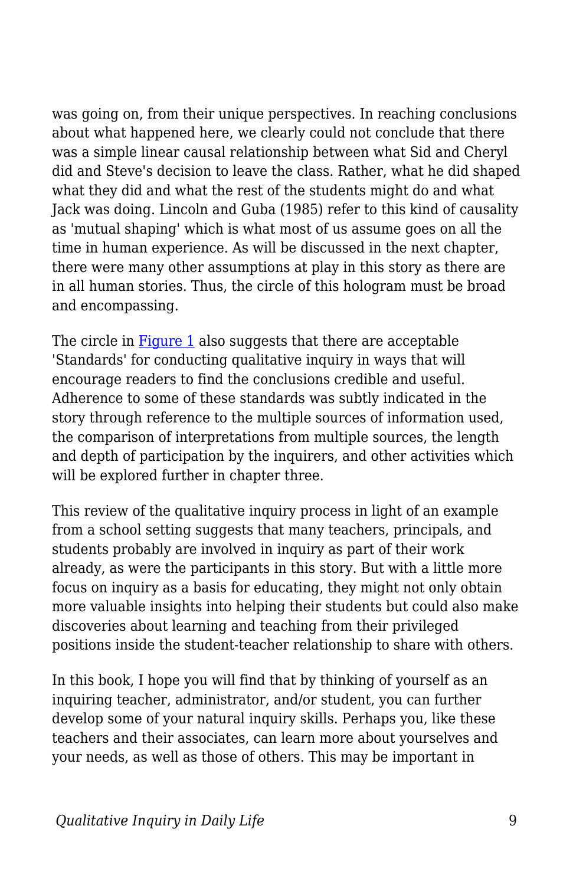was going on, from their unique perspectives. In reaching conclusions about what happened here, we clearly could not conclude that there was a simple linear causal relationship between what Sid and Cheryl did and Steve's decision to leave the class. Rather, what he did shaped what they did and what the rest of the students might do and what Jack was doing. Lincoln and Guba (1985) refer to this kind of causality as 'mutual shaping' which is what most of us assume goes on all the time in human experience. As will be discussed in the next chapter, there were many other assumptions at play in this story as there are in all human stories. Thus, the circle of this hologram must be broad and encompassing.

The circle in [Figure 1] also suggests that there are acceptable 'Standards' for conducting qualitative inquiry in ways that will encourage readers to find the conclusions credible and useful. Adherence to some of these standards was subtly indicated in the story through reference to the multiple sources of information used, the comparison of interpretations from multiple sources, the length and depth of participation by the inquirers, and other activities which will be explored further in chapter three.

This review of the qualitative inquiry process in light of an example from a school setting suggests that many teachers, principals, and students probably are involved in inquiry as part of their work already, as were the participants in this story. But with a little more focus on inquiry as a basis for educating, they might not only obtain more valuable insights into helping their students but could also make discoveries about learning and teaching from their privileged positions inside the student-teacher relationship to share with others.

In this book, I hope you will find that by thinking of yourself as an inquiring teacher, administrator, and/or student, you can further develop some of your natural inquiry skills. Perhaps you, like these teachers and their associates, can learn more about yourselves and your needs, as well as those of others. This may be important in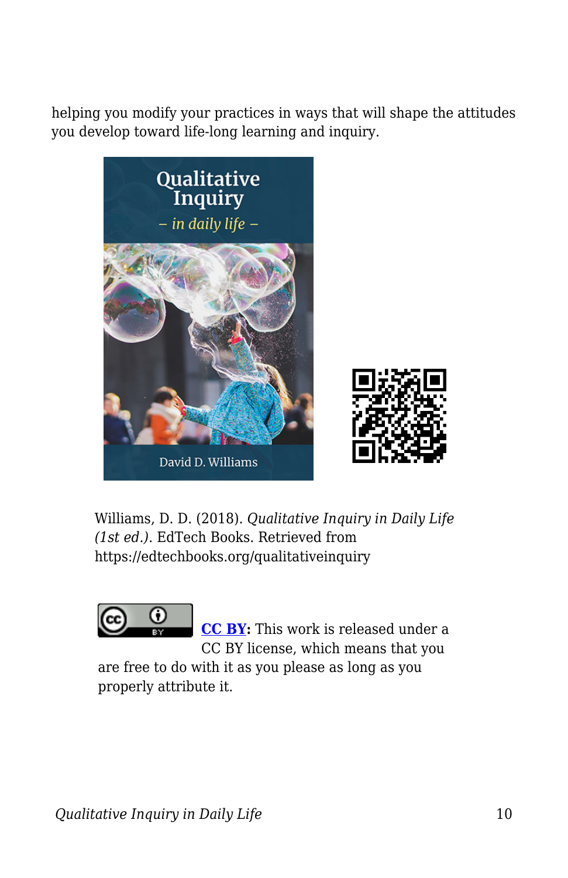helping you modify your practices in ways that will shape the attitudes you develop toward life-long learning and inquiry.

Williams, D. D. (2018). *Qualitative Inquiry in Daily Life (1st ed.)*. EdTech Books. Retrieved from https://edtechbooks.org/qualitativeinquiry

**CC BY:** This work is released under a CC BY license, which means that you are free to do with it as you please as long as you properly attribute it.